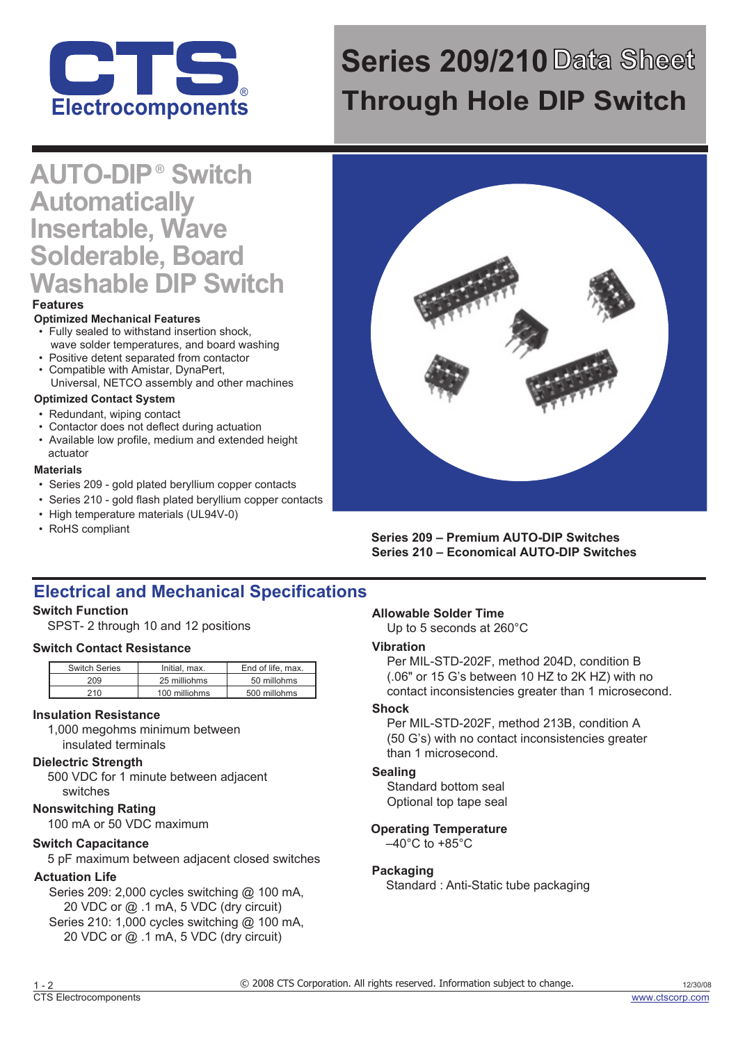CTS
Electrocomponents

# Series 209/210 Data Sheet
# Through Hole DIP Switch

## AUTO-DIP® Switch Automatically Insertable, Wave Solderable, Board Washable DIP Switch

### Features

**Optimized Mechanical Features**
- Fully sealed to withstand insertion shock, wave solder temperatures, and board washing
- Positive detent separated from contactor
- Compatible with Amistar, DynaPert, Universal, NETCO assembly and other machines

**Optimized Contact System**
- Redundant, wiping contact
- Contactor does not deflect during actuation
- Available low profile, medium and extended height actuator

**Materials**
- Series 209 - gold plated beryllium copper contacts
- Series 210 - gold flash plated beryllium copper contacts
- High temperature materials (UL94V-0)
- RoHS compliant

**Series 209 – Premium AUTO-DIP Switches**
**Series 210 – Economical AUTO-DIP Switches**

## Electrical and Mechanical Specifications

**Switch Function**
SPST- 2 through 10 and 12 positions

**Switch Contact Resistance**

| Switch Series | Initial, max. | End of life, max. |
|---|---|---|
| 209 | 25 milliohms | 50 milliohms |
| 210 | 100 milliohms | 500 milliohms |

**Insulation Resistance**
1,000 megohms minimum between insulated terminals

**Dielectric Strength**
500 VDC for 1 minute between adjacent switches

**Nonswitching Rating**
100 mA or 50 VDC maximum

**Switch Capacitance**
5 pF maximum between adjacent closed switches

**Actuation Life**
Series 209: 2,000 cycles switching @ 100 mA, 20 VDC or @ .1 mA, 5 VDC (dry circuit)
Series 210: 1,000 cycles switching @ 100 mA, 20 VDC or @ .1 mA, 5 VDC (dry circuit)

**Allowable Solder Time**
Up to 5 seconds at 260°C

**Vibration**
Per MIL-STD-202F, method 204D, condition B (.06" or 15 G's between 10 HZ to 2K HZ) with no contact inconsistencies greater than 1 microsecond.

**Shock**
Per MIL-STD-202F, method 213B, condition A (50 G's) with no contact inconsistencies greater than 1 microsecond.

**Sealing**
Standard bottom seal
Optional top tape seal

**Operating Temperature**
–40°C to +85°C

**Packaging**
Standard : Anti-Static tube packaging

© 2008 CTS Corporation. All rights reserved. Information subject to change.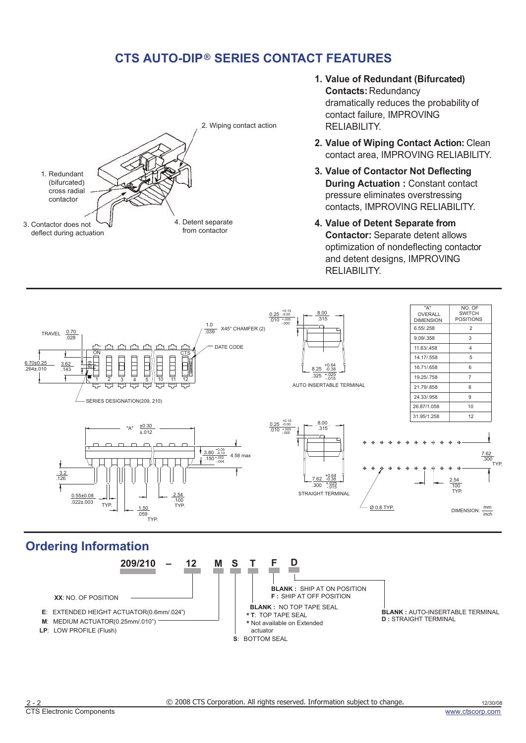# CTS AUTO-DIP® SERIES CONTACT FEATURES

1. Redundant (bifurcated) cross radial contactor
2. Wiping contact action
3. Contactor does not deflect during actuation
4. Detent separate from contactor

1. **Value of Redundant (Bifurcated) Contacts:** Redundancy dramatically reduces the probability of contact failure, IMPROVING RELIABILITY.
2. **Value of Wiping Contact Action:** Clean contact area, IMPROVING RELIABILITY.
3. **Value of Contactor Not Deflecting During Actuation :** Constant contact pressure eliminates overstressing contacts, IMPROVING RELIABILITY.
4. **Value of Detent Separate from Contactor:** Separate detent allows optimization of nondeflecting contactor and detent designs, IMPROVING RELIABILITY.

---

TRAVEL 0.70/.028

6.70±0.25/.264±.010

3.62/.143

1.0/.039 X45° CHAMFER (2)

DATE CODE

SERIES DESIGNATION(209, 210)

0.25 +0.15/-0.00, .010 +.005/-.000

8.00/.315

8.25 +0.64/-0.38, .325 +.025/-.015

AUTO INSERTABLE TERMINAL

| "A" OVERALL DIMENSION | NO. OF SWITCH POSITIONS |
|---|---|
| 6.55/.258 | 2 |
| 9.09/.358 | 3 |
| 11.63/.458 | 4 |
| 14.17/.558 | 5 |
| 16.71/.658 | 6 |
| 19.25/.758 | 7 |
| 21.79/.858 | 8 |
| 24.33/.958 | 9 |
| 26.87/1.058 | 10 |
| 31.95/1.258 | 12 |

"A" ±0.30/±.012

3.80 +0.05/-0.10, .150 +.002/-.004

4.58 max

3.2/.126

0.55±0.08/.022±.003 TYP.

2.54/.100 TYP.

1.50/.059 TYP.

0.25 +0.15/-0.00, .010 +.005/-.000

8.00/.315

7.62 +0.64/-0.38, .300 +.025/-.015

STRAIGHT TERMINAL

7.62/.300 TYP.

2.54/.100 TYP.

Ø 0.8 TYP.

DIMENSION: mm/inch

## Ordering Information

**209/210 – 12 M S T F D**

**XX**: NO. OF POSITION

**E**: EXTENDED HEIGHT ACTUATOR(0.6mm/.024")
**M**: MEDIUM ACTUATOR(0.25mm/.010")
**LP**: LOW PROFILE (Flush)

**S**: BOTTOM SEAL

**BLANK :** NO TOP TAPE SEAL
*** T**: TOP TAPE SEAL
*** Not available on Extended actuator

**BLANK :** SHIP AT ON POSITION
**F :** SHIP AT OFF POSITION

**BLANK :** AUTO-INSERTABLE TERMINAL
**D :** STRAIGHT TERMINAL

© 2008 CTS Corporation. All rights reserved. Information subject to change.